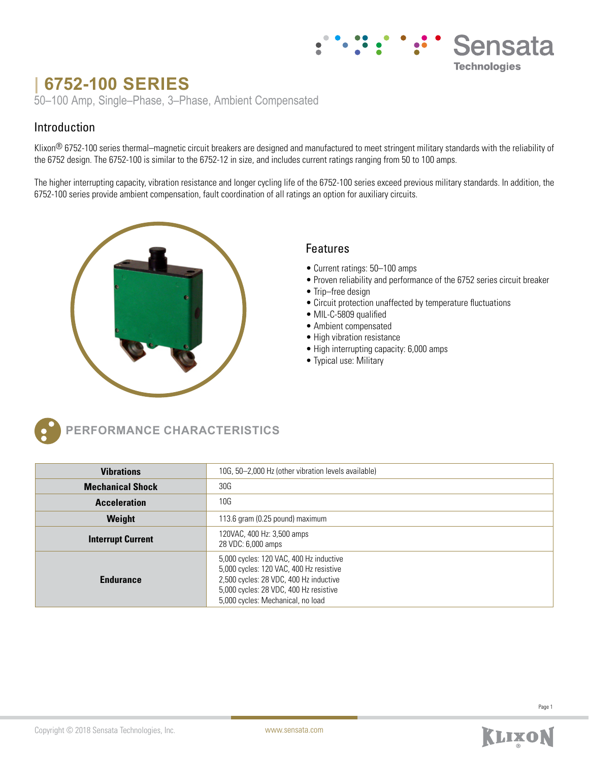# 6752-100 SERIES

50–100 Amp, Single–Phase, 3–Phase, Ambient Compensated

## Introduction

Klixon® 6752-100 series thermal–magnetic circuit breakers are designed and manufactured to meet stringent military standards with the reliability of the 6752 design. The 6752-100 is similar to the 6752-12 in size, and includes current ratings ranging from 50 to 100 amps.

The higher interrupting capacity, vibration resistance and longer cycling life of the 6752-100 series exceed previous military standards. In addition, the 6752-100 series provide ambient compensation, fault coordination of all ratings an option for auxiliary circuits.

## Features

- Current ratings: 50–100 amps
- Proven reliability and performance of the 6752 series circuit breaker
- Trip–free design
- Circuit protection unaffected by temperature fluctuations
- MIL-C-5809 qualified
- Ambient compensated
- High vibration resistance
- High interrupting capacity: 6,000 amps
- Typical use: Military

## PERFORMANCE CHARACTERISTICS

| | |
|---|---|
| **Vibrations** | 10G, 50–2,000 Hz (other vibration levels available) |
| **Mechanical Shock** | 30G |
| **Acceleration** | 10G |
| **Weight** | 113.6 gram (0.25 pound) maximum |
| **Interrupt Current** | 120VAC, 400 Hz: 3,500 amps<br>28 VDC: 6,000 amps |
| **Endurance** | 5,000 cycles: 120 VAC, 400 Hz inductive<br>5,000 cycles: 120 VAC, 400 Hz resistive<br>2,500 cycles: 28 VDC, 400 Hz inductive<br>5,000 cycles: 28 VDC, 400 Hz resistive<br>5,000 cycles: Mechanical, no load |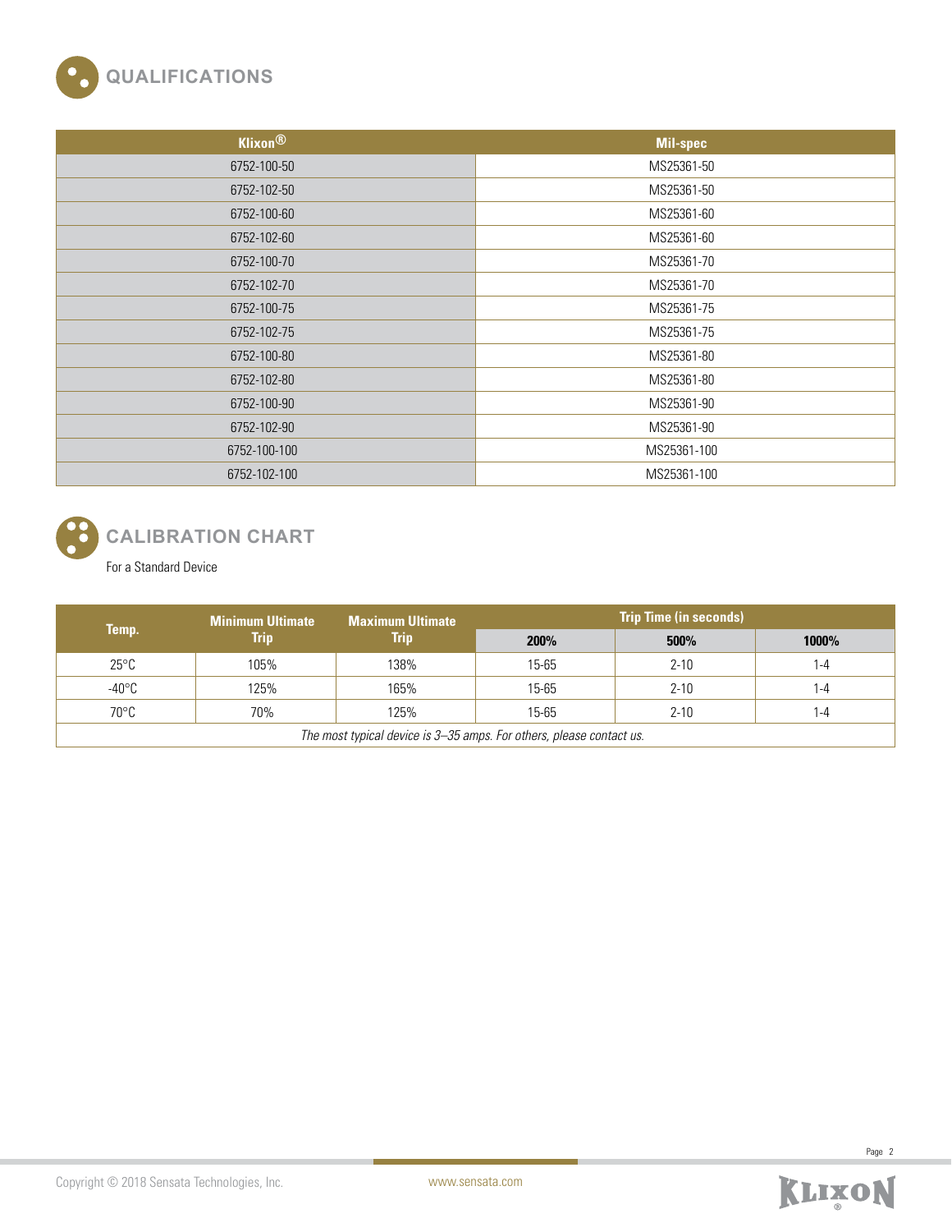## QUALIFICATIONS

| Klixon® | Mil-spec |
|---|---|
| 6752-100-50 | MS25361-50 |
| 6752-102-50 | MS25361-50 |
| 6752-100-60 | MS25361-60 |
| 6752-102-60 | MS25361-60 |
| 6752-100-70 | MS25361-70 |
| 6752-102-70 | MS25361-70 |
| 6752-100-75 | MS25361-75 |
| 6752-102-75 | MS25361-75 |
| 6752-100-80 | MS25361-80 |
| 6752-102-80 | MS25361-80 |
| 6752-100-90 | MS25361-90 |
| 6752-102-90 | MS25361-90 |
| 6752-100-100 | MS25361-100 |
| 6752-102-100 | MS25361-100 |

## CALIBRATION CHART

For a Standard Device

| Temp. | Minimum Ultimate Trip | Maximum Ultimate Trip | Trip Time (in seconds) | | |
|---|---|---|---|---|---|
| | | | 200% | 500% | 1000% |
| 25°C | 105% | 138% | 15-65 | 2-10 | 1-4 |
| -40°C | 125% | 165% | 15-65 | 2-10 | 1-4 |
| 70°C | 70% | 125% | 15-65 | 2-10 | 1-4 |

*The most typical device is 3–35 amps. For others, please contact us.*

Copyright © 2018 Sensata Technologies, Inc. www.sensata.com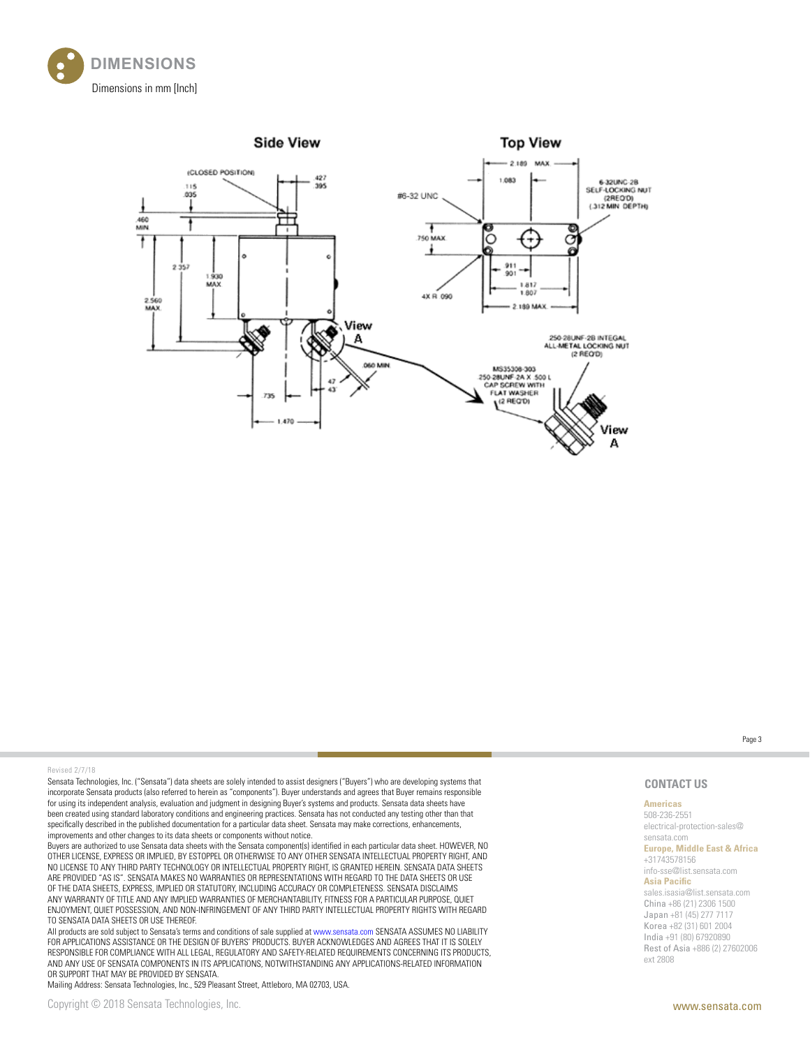## DIMENSIONS

Dimensions in mm [Inch]

Side View

(CLOSED POSITION)
.427
.395
.115
.035
.460
MIN
2.357
1.930
MAX
2.560
MAX
View
A
.060 MIN
.47
.43
.735
1.470

Top View

2.189 MAX
1.083
#6-32 UNC
6-32UNC-2B
SELF-LOCKING NUT
(2REQ'D)
(.312 MIN DEPTH)
.750 MAX
.911
.901
1.817
1.807
4X R .090
2.189 MAX
250-28UNF-2B INTEGAL
ALL-METAL LOCKING NUT
(2 REQ'D)
MS35308-303
.250-28UNF-2A X .500 L
CAP SCREW WITH
FLAT WASHER
(2 REQ'D)
View
A

Revised 2/7/18

Sensata Technologies, Inc. ("Sensata") data sheets are solely intended to assist designers ("Buyers") who are developing systems that incorporate Sensata products (also referred to herein as "components"). Buyer understands and agrees that Buyer remains responsible for using its independent analysis, evaluation and judgment in designing Buyer's systems and products. Sensata data sheets have been created using standard laboratory conditions and engineering practices. Sensata has not conducted any testing other than that specifically described in the published documentation for a particular data sheet. Sensata may make corrections, enhancements, improvements and other changes to its data sheets or components without notice.

Buyers are authorized to use Sensata data sheets with the Sensata component(s) identified in each particular data sheet. HOWEVER, NO OTHER LICENSE, EXPRESS OR IMPLIED, BY ESTOPPEL OR OTHERWISE TO ANY OTHER SENSATA INTELLECTUAL PROPERTY RIGHT, AND NO LICENSE TO ANY THIRD PARTY TECHNOLOGY OR INTELLECTUAL PROPERTY RIGHT, IS GRANTED HEREIN. SENSATA DATA SHEETS ARE PROVIDED "AS IS". SENSATA MAKES NO WARRANTIES OR REPRESENTATIONS WITH REGARD TO THE DATA SHEETS OR USE OF THE DATA SHEETS, EXPRESS, IMPLIED OR STATUTORY, INCLUDING ACCURACY OR COMPLETENESS. SENSATA DISCLAIMS ANY WARRANTY OF TITLE AND ANY IMPLIED WARRANTIES OF MERCHANTABILITY, FITNESS FOR A PARTICULAR PURPOSE, QUIET ENJOYMENT, QUIET POSSESSION, AND NON-INFRINGEMENT OF ANY THIRD PARTY INTELLECTUAL PROPERTY RIGHTS WITH REGARD TO SENSATA DATA SHEETS OR USE THEREOF.

All products are sold subject to Sensata's terms and conditions of sale supplied at www.sensata.com SENSATA ASSUMES NO LIABILITY FOR APPLICATIONS ASSISTANCE OR THE DESIGN OF BUYERS' PRODUCTS. BUYER ACKNOWLEDGES AND AGREES THAT IT IS SOLELY RESPONSIBLE FOR COMPLIANCE WITH ALL LEGAL, REGULATORY AND SAFETY-RELATED REQUIREMENTS CONCERNING ITS PRODUCTS, AND ANY USE OF SENSATA COMPONENTS IN ITS APPLICATIONS, NOTWITHSTANDING ANY APPLICATIONS-RELATED INFORMATION OR SUPPORT THAT MAY BE PROVIDED BY SENSATA.

Mailing Address: Sensata Technologies, Inc., 529 Pleasant Street, Attleboro, MA 02703, USA.

Copyright © 2018 Sensata Technologies, Inc.

### CONTACT US

**Americas**
508-236-2551
electrical-protection-sales@sensata.com

**Europe, Middle East & Africa**
+31743578156
info-sse@list.sensata.com

**Asia Pacific**
sales.isasia@list.sensata.com
China +86 (21) 2306 1500
Japan +81 (45) 277 7117
Korea +82 (31) 601 2004
India +91 (80) 67920890
Rest of Asia +886 (2) 27602006 ext 2808

www.sensata.com